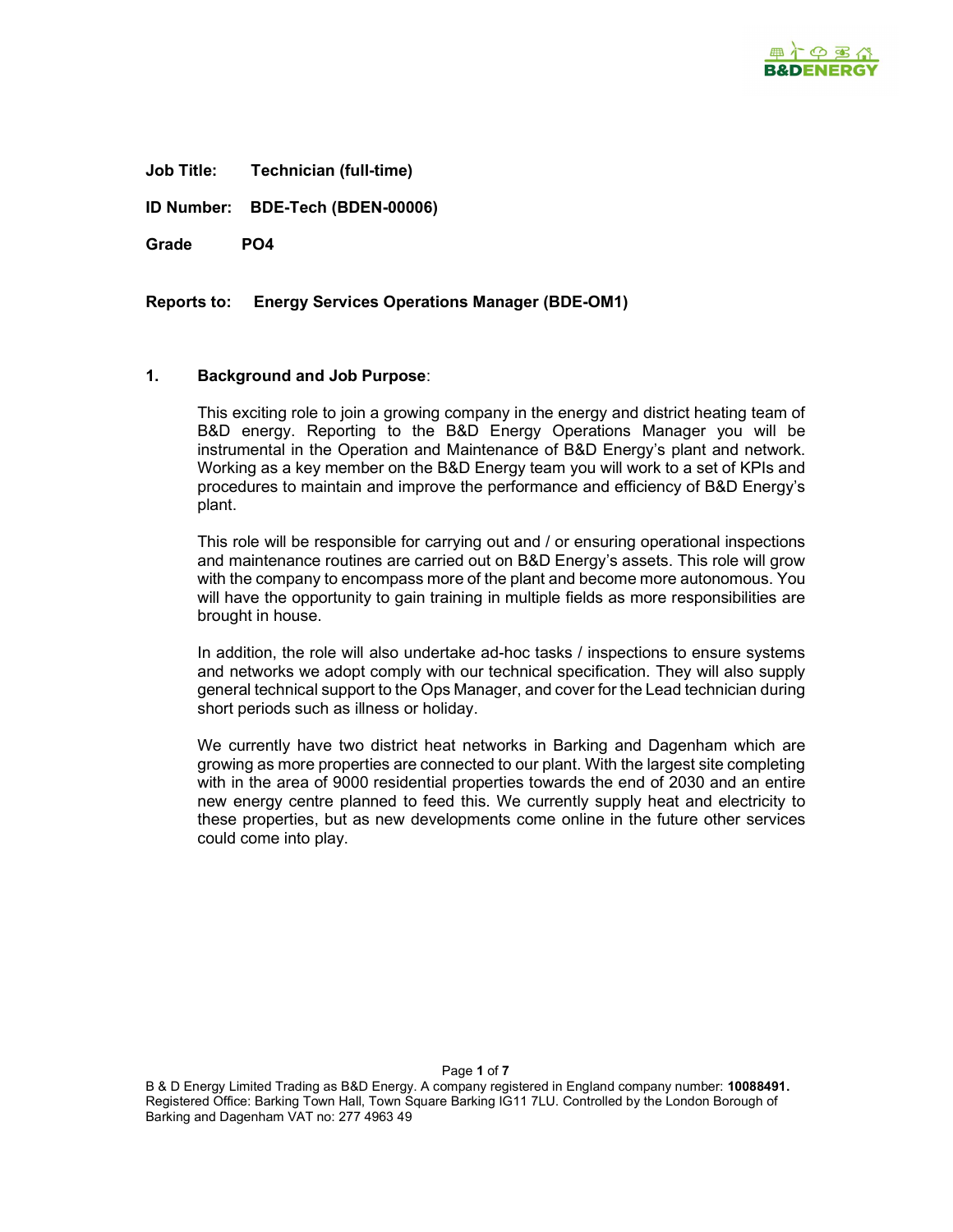**Job Title:** **Technician (full-time)**

**ID Number:** **BDE-Tech (BDEN-00006)**

**Grade** **PO4**

**Reports to:** **Energy Services Operations Manager (BDE-OM1)**

## 1. Background and Job Purpose:

This exciting role to join a growing company in the energy and district heating team of B&D energy. Reporting to the B&D Energy Operations Manager you will be instrumental in the Operation and Maintenance of B&D Energy's plant and network. Working as a key member on the B&D Energy team you will work to a set of KPIs and procedures to maintain and improve the performance and efficiency of B&D Energy's plant.

This role will be responsible for carrying out and / or ensuring operational inspections and maintenance routines are carried out on B&D Energy's assets. This role will grow with the company to encompass more of the plant and become more autonomous. You will have the opportunity to gain training in multiple fields as more responsibilities are brought in house.

In addition, the role will also undertake ad-hoc tasks / inspections to ensure systems and networks we adopt comply with our technical specification. They will also supply general technical support to the Ops Manager, and cover for the Lead technician during short periods such as illness or holiday.

We currently have two district heat networks in Barking and Dagenham which are growing as more properties are connected to our plant. With the largest site completing with in the area of 9000 residential properties towards the end of 2030 and an entire new energy centre planned to feed this. We currently supply heat and electricity to these properties, but as new developments come online in the future other services could come into play.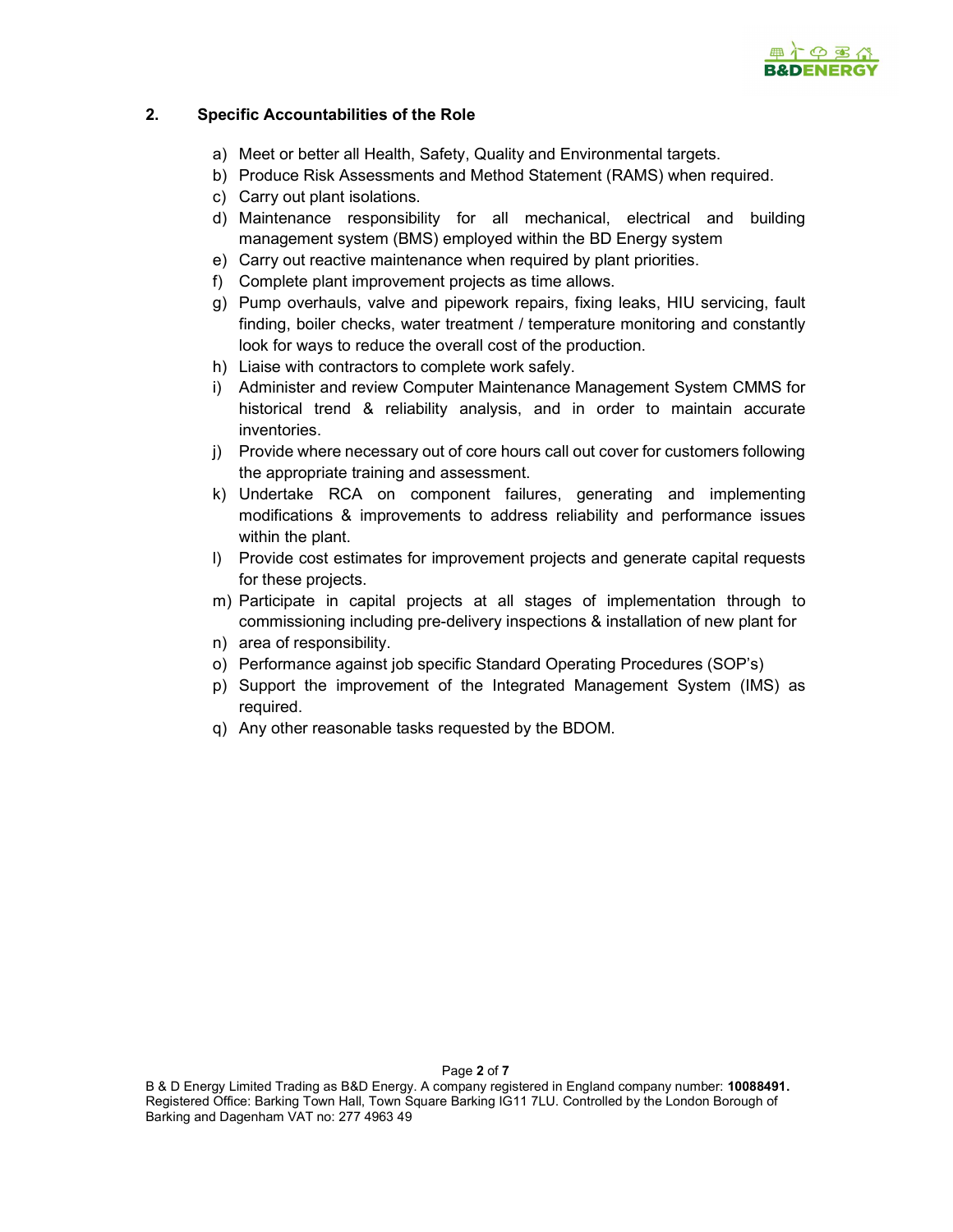## 2. Specific Accountabilities of the Role

a) Meet or better all Health, Safety, Quality and Environmental targets.
b) Produce Risk Assessments and Method Statement (RAMS) when required.
c) Carry out plant isolations.
d) Maintenance responsibility for all mechanical, electrical and building management system (BMS) employed within the BD Energy system
e) Carry out reactive maintenance when required by plant priorities.
f) Complete plant improvement projects as time allows.
g) Pump overhauls, valve and pipework repairs, fixing leaks, HIU servicing, fault finding, boiler checks, water treatment / temperature monitoring and constantly look for ways to reduce the overall cost of the production.
h) Liaise with contractors to complete work safely.
i) Administer and review Computer Maintenance Management System CMMS for historical trend & reliability analysis, and in order to maintain accurate inventories.
j) Provide where necessary out of core hours call out cover for customers following the appropriate training and assessment.
k) Undertake RCA on component failures, generating and implementing modifications & improvements to address reliability and performance issues within the plant.
l) Provide cost estimates for improvement projects and generate capital requests for these projects.
m) Participate in capital projects at all stages of implementation through to commissioning including pre-delivery inspections & installation of new plant for
n) area of responsibility.
o) Performance against job specific Standard Operating Procedures (SOP's)
p) Support the improvement of the Integrated Management System (IMS) as required.
q) Any other reasonable tasks requested by the BDOM.

B & D Energy Limited Trading as B&D Energy. A company registered in England company number: **10088491.** Registered Office: Barking Town Hall, Town Square Barking IG11 7LU. Controlled by the London Borough of Barking and Dagenham VAT no: 277 4963 49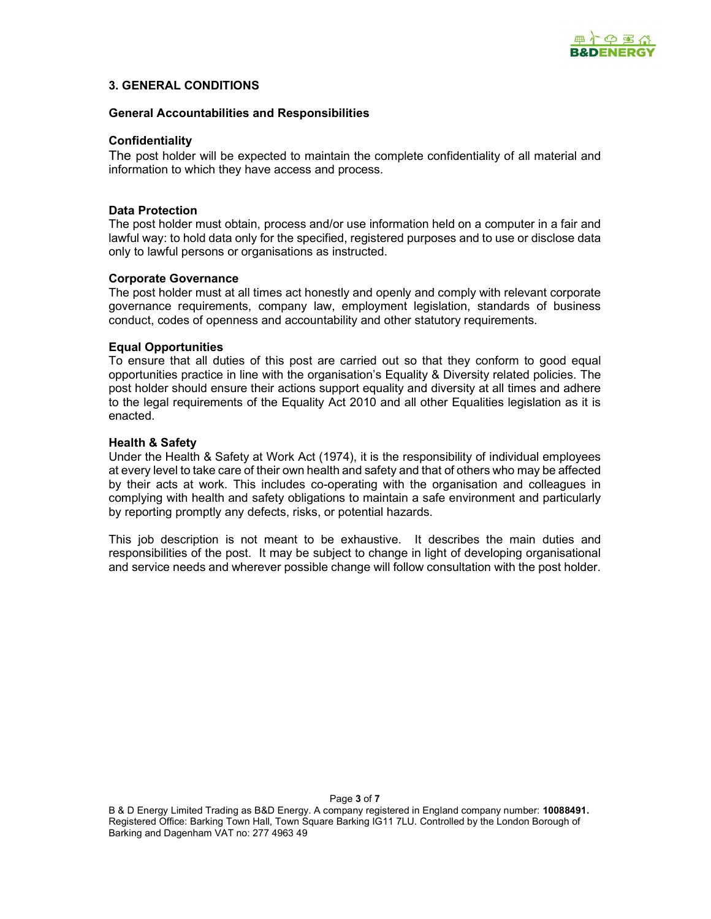## 3. GENERAL CONDITIONS

### General Accountabilities and Responsibilities

**Confidentiality**

The post holder will be expected to maintain the complete confidentiality of all material and information to which they have access and process.

**Data Protection**

The post holder must obtain, process and/or use information held on a computer in a fair and lawful way: to hold data only for the specified, registered purposes and to use or disclose data only to lawful persons or organisations as instructed.

**Corporate Governance**

The post holder must at all times act honestly and openly and comply with relevant corporate governance requirements, company law, employment legislation, standards of business conduct, codes of openness and accountability and other statutory requirements.

**Equal Opportunities**

To ensure that all duties of this post are carried out so that they conform to good equal opportunities practice in line with the organisation's Equality & Diversity related policies. The post holder should ensure their actions support equality and diversity at all times and adhere to the legal requirements of the Equality Act 2010 and all other Equalities legislation as it is enacted.

**Health & Safety**

Under the Health & Safety at Work Act (1974), it is the responsibility of individual employees at every level to take care of their own health and safety and that of others who may be affected by their acts at work. This includes co-operating with the organisation and colleagues in complying with health and safety obligations to maintain a safe environment and particularly by reporting promptly any defects, risks, or potential hazards.

This job description is not meant to be exhaustive. It describes the main duties and responsibilities of the post. It may be subject to change in light of developing organisational and service needs and wherever possible change will follow consultation with the post holder.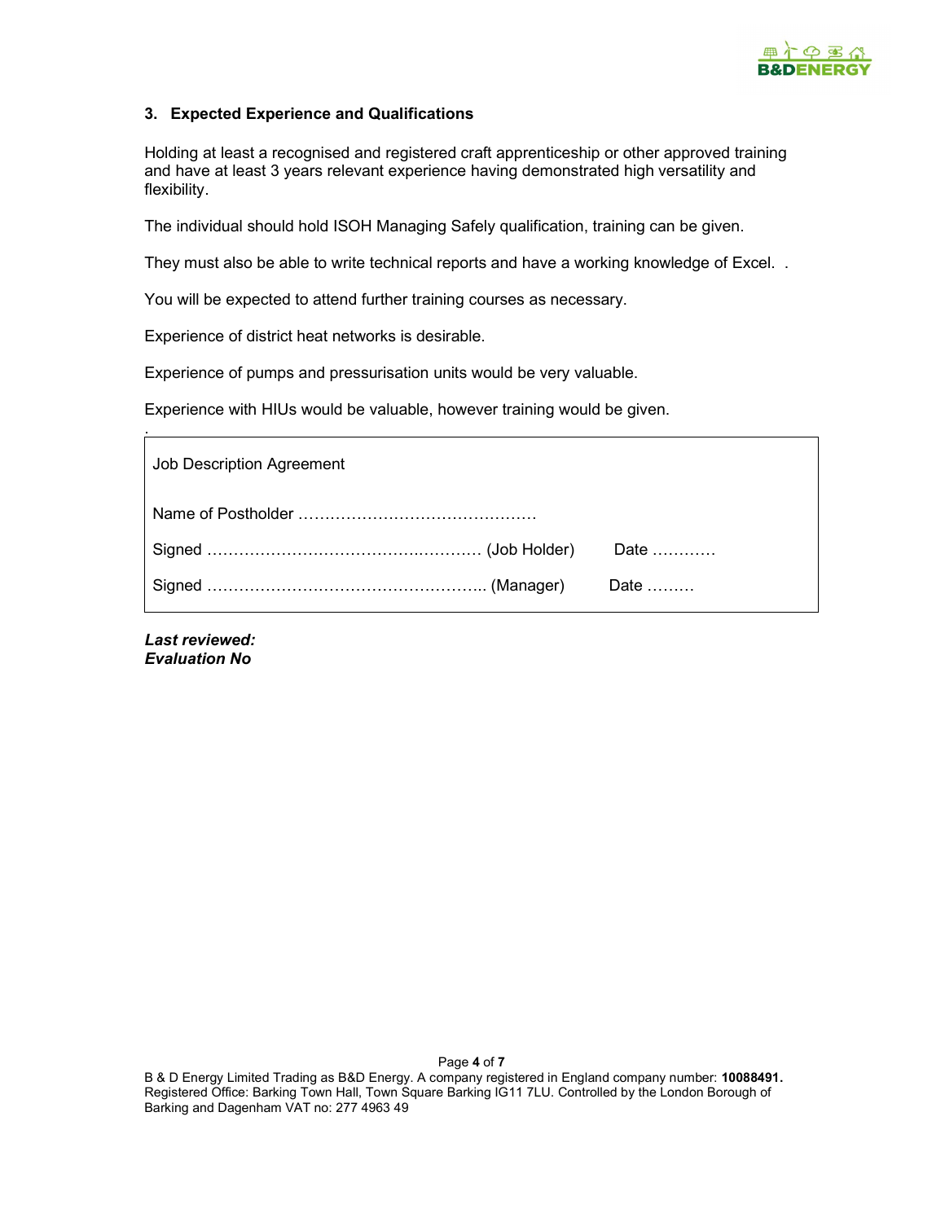### 3. Expected Experience and Qualifications

Holding at least a recognised and registered craft apprenticeship or other approved training and have at least 3 years relevant experience having demonstrated high versatility and flexibility.

The individual should hold ISOH Managing Safely qualification, training can be given.

They must also be able to write technical reports and have a working knowledge of Excel. .

You will be expected to attend further training courses as necessary.

Experience of district heat networks is desirable.

Experience of pumps and pressurisation units would be very valuable.

Experience with HIUs would be valuable, however training would be given.

.

| Job Description Agreement | |
|---|---|
| Name of Postholder …………………………………….…… | |
| Signed …………………………………….………… (Job Holder) | Date ………… |
| Signed …………………………………………….. (Manager) | Date ……… |

***Last reviewed:***
***Evaluation No***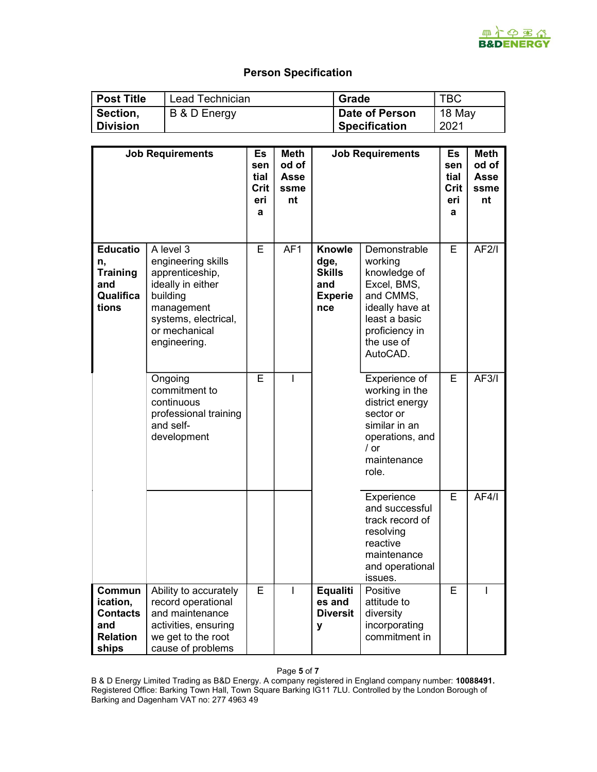# Person Specification

| Post Title | Lead Technician | Grade | TBC |
|---|---|---|---|
| Section, Division | B & D Energy | Date of Person Specification | 18 May 2021 |

| Job Requirements | | Essential Criteria | Method of Assessment | Job Requirements | | Essential Criteria | Method of Assessment |
|---|---|---|---|---|---|---|---|
| **Education, Training and Qualifications** | A level 3 engineering skills apprenticeship, ideally in either building management systems, electrical, or mechanical engineering. | E | AF1 | **Knowledge, Skills and Experience** | Demonstrable working knowledge of Excel, BMS, and CMMS, ideally have at least a basic proficiency in the use of AutoCAD. | E | AF2/I |
| | Ongoing commitment to continuous professional training and self-development | E | I | | Experience of working in the district energy sector or similar in an operations, and / or maintenance role. | E | AF3/I |
| | | | | | Experience and successful track record of resolving reactive maintenance and operational issues. | E | AF4/I |
| **Communication, Contacts and Relationships** | Ability to accurately record operational and maintenance activities, ensuring we get to the root cause of problems | E | I | **Equalities and Diversity** | Positive attitude to diversity incorporating commitment in | E | I |

B & D Energy Limited Trading as B&D Energy. A company registered in England company number: **10088491.** Registered Office: Barking Town Hall, Town Square Barking IG11 7LU. Controlled by the London Borough of Barking and Dagenham VAT no: 277 4963 49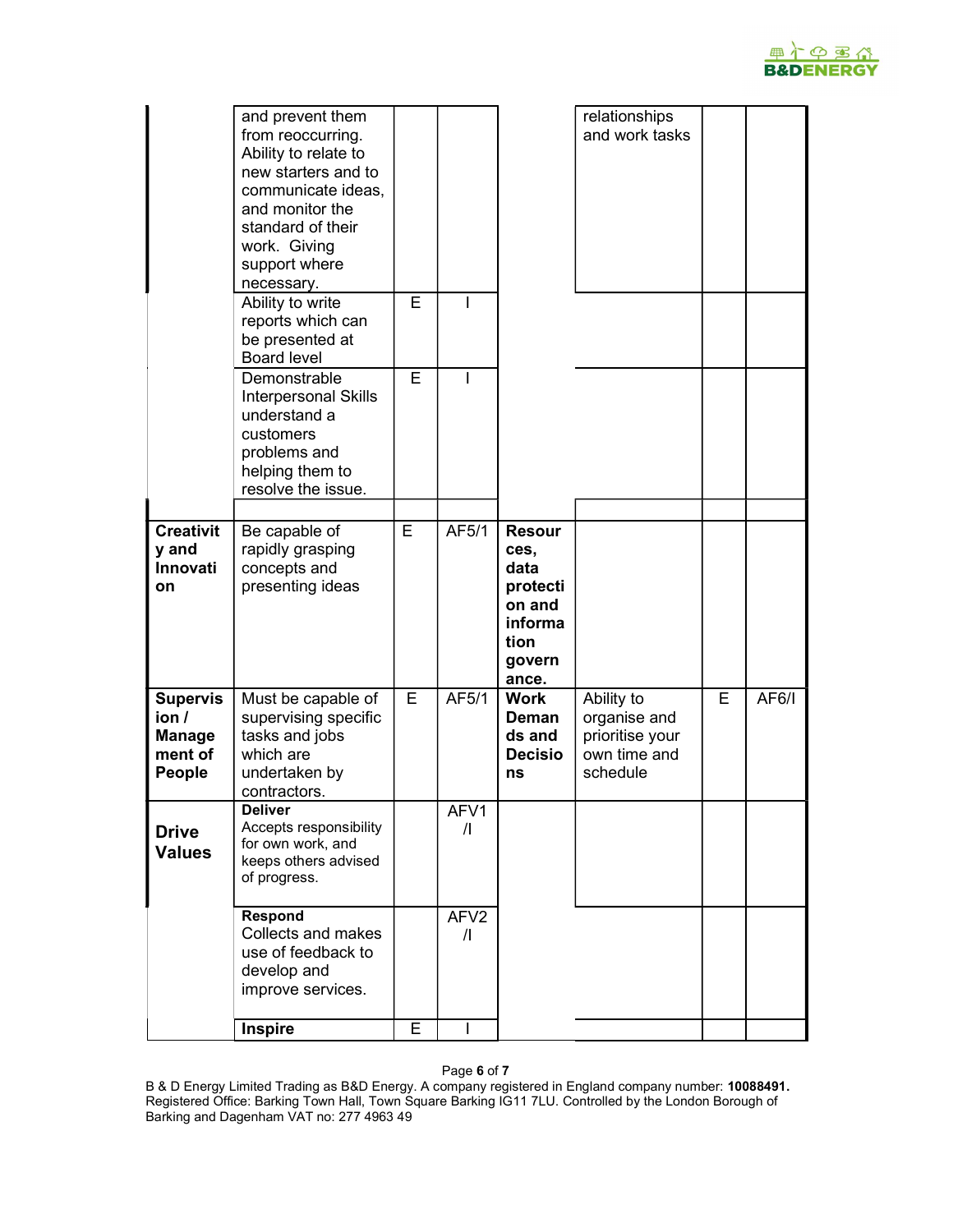| | | | | | | | |
|---|---|---|---|---|---|---|---|
| | and prevent them from reoccurring. Ability to relate to new starters and to communicate ideas, and monitor the standard of their work. Giving support where necessary. | | | | relationships and work tasks | | |
| | Ability to write reports which can be presented at Board level | E | I | | | | |
| | Demonstrable Interpersonal Skills understand a customers problems and helping them to resolve the issue. | E | I | | | | |
| | | | | | | | |
| **Creativity and Innovation** | Be capable of rapidly grasping concepts and presenting ideas | E | AF5/1 | **Resources, data protection and information governance.** | | | |
| **Supervision / Management of People** | Must be capable of supervising specific tasks and jobs which are undertaken by contractors. | E | AF5/1 | **Work Demands and Decisions** | Ability to organise and prioritise your own time and schedule | E | AF6/I |
| **Drive Values** | **Deliver** Accepts responsibility for own work, and keeps others advised of progress. | | AFV1 /I | | | | |
| | **Respond** Collects and makes use of feedback to develop and improve services. | | AFV2 /I | | | | |
| | **Inspire** | E | I | | | | |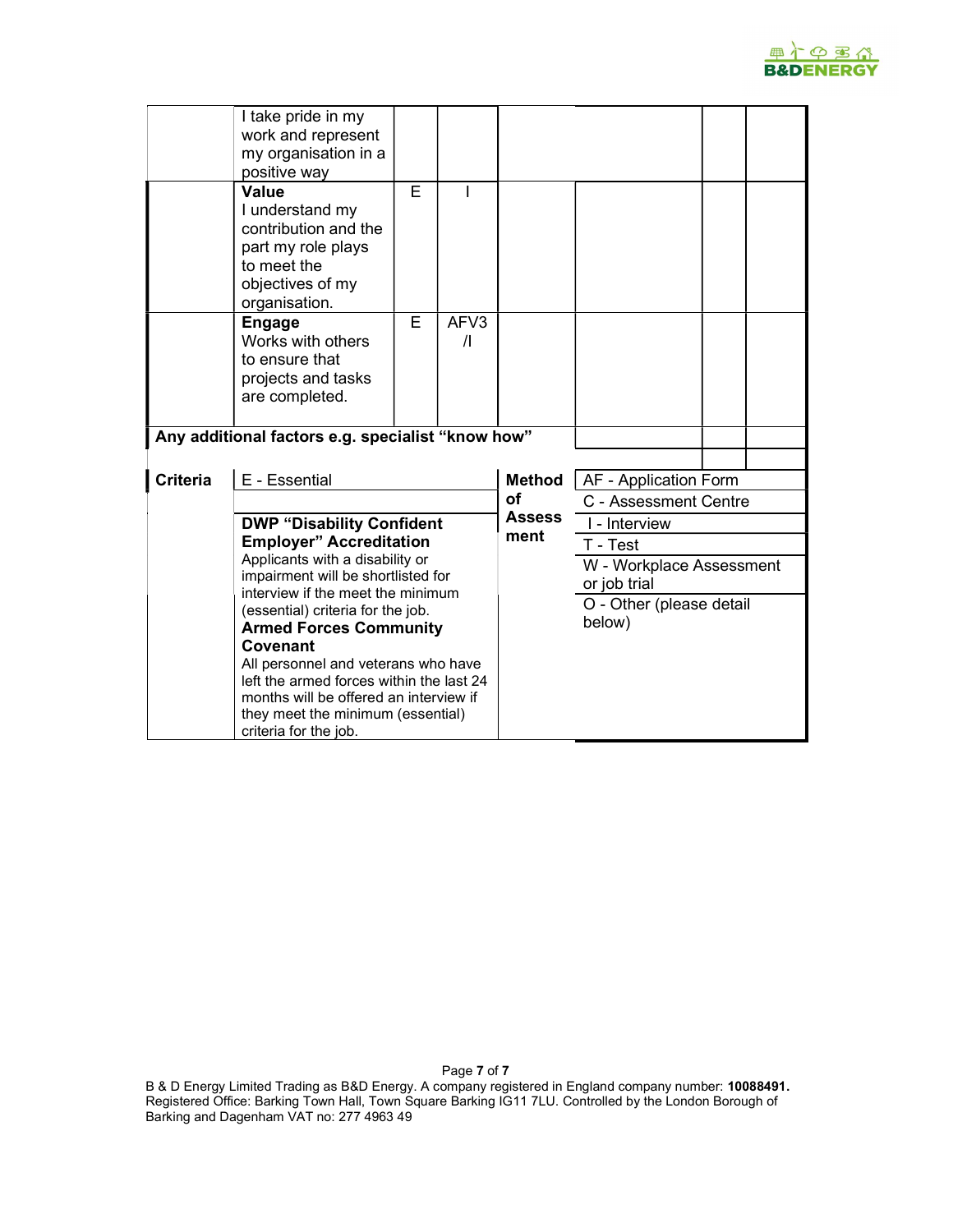| | | | | | | | |
|---|---|---|---|---|---|---|---|
| | I take pride in my work and represent my organisation in a positive way | | | | | | |
| | **Value** I understand my contribution and the part my role plays to meet the objectives of my organisation. | E | I | | | | |
| | **Engage** Works with others to ensure that projects and tasks are completed. | E | AFV3 /I | | | | |
| **Any additional factors e.g. specialist "know how"** | | | | | | | |

| | | | |
|---|---|---|---|
| **Criteria** | E - Essential | **Method of Assessment** | AF - Application Form |
| | | | C - Assessment Centre |
| | **DWP "Disability Confident Employer" Accreditation** Applicants with a disability or impairment will be shortlisted for interview if the meet the minimum (essential) criteria for the job. **Armed Forces Community Covenant** All personnel and veterans who have left the armed forces within the last 24 months will be offered an interview if they meet the minimum (essential) criteria for the job. | | I - Interview |
| | | | T - Test |
| | | | W - Workplace Assessment or job trial |
| | | | O - Other (please detail below) |

B & D Energy Limited Trading as B&D Energy. A company registered in England company number: **10088491.** Registered Office: Barking Town Hall, Town Square Barking IG11 7LU. Controlled by the London Borough of Barking and Dagenham VAT no: 277 4963 49